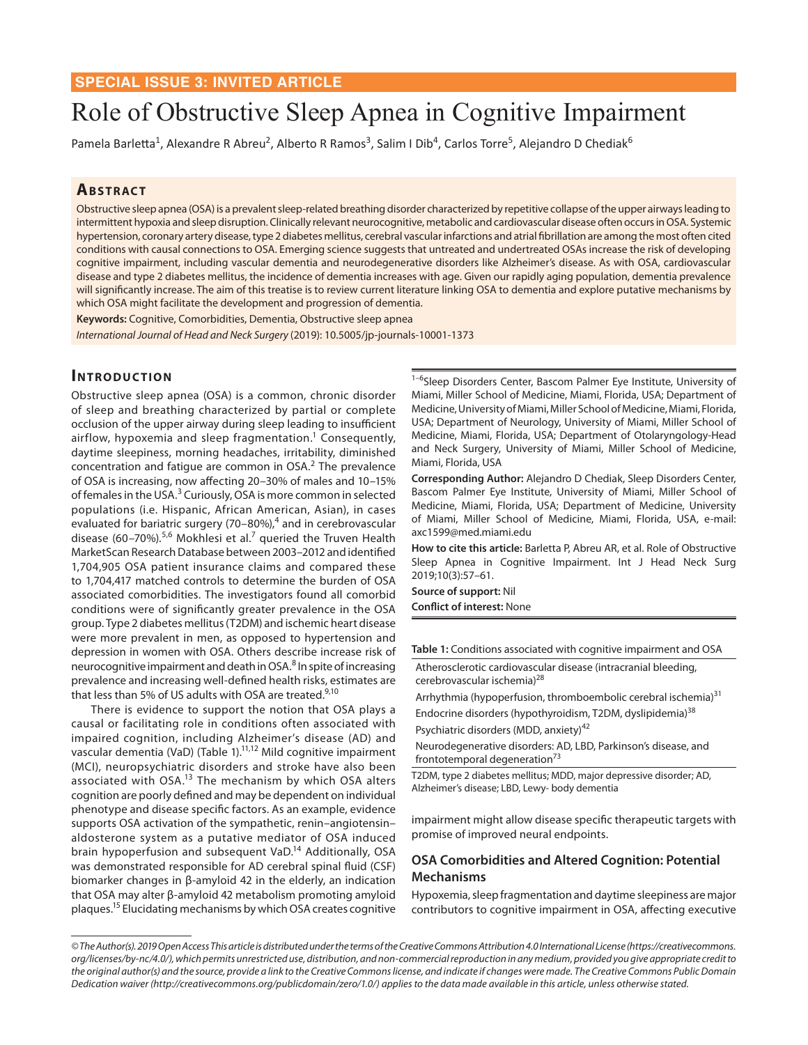SPECIAL ISSUE 3: INVITED ARTICLE

# Role of Obstructive Sleep Apnea in Cognitive Impairment

Pamela Barletta[1], Alexandre R Abreu[2], Alberto R Ramos[3], Salim I Dib[4], Carlos Torre[5], Alejandro D Chediak[6]

## Abstract

Obstructive sleep apnea (OSA) is a prevalent sleep-related breathing disorder characterized by repetitive collapse of the upper airways leading to intermittent hypoxia and sleep disruption. Clinically relevant neurocognitive, metabolic and cardiovascular disease often occurs in OSA. Systemic hypertension, coronary artery disease, type 2 diabetes mellitus, cerebral vascular infarctions and atrial fibrillation are among the most often cited conditions with causal connections to OSA. Emerging science suggests that untreated and undertreated OSAs increase the risk of developing cognitive impairment, including vascular dementia and neurodegenerative disorders like Alzheimer's disease. As with OSA, cardiovascular disease and type 2 diabetes mellitus, the incidence of dementia increases with age. Given our rapidly aging population, dementia prevalence will significantly increase. The aim of this treatise is to review current literature linking OSA to dementia and explore putative mechanisms by which OSA might facilitate the development and progression of dementia.

**Keywords:** Cognitive, Comorbidities, Dementia, Obstructive sleep apnea

*International Journal of Head and Neck Surgery* (2019): 10.5005/jp-journals-10001-1373

## Introduction

Obstructive sleep apnea (OSA) is a common, chronic disorder of sleep and breathing characterized by partial or complete occlusion of the upper airway during sleep leading to insufficient airflow, hypoxemia and sleep fragmentation.[1] Consequently, daytime sleepiness, morning headaches, irritability, diminished concentration and fatigue are common in OSA.[2] The prevalence of OSA is increasing, now affecting 20–30% of males and 10–15% of females in the USA.[3] Curiously, OSA is more common in selected populations (i.e. Hispanic, African American, Asian), in cases evaluated for bariatric surgery (70–80%),[4] and in cerebrovascular disease (60–70%).[5,6] Mokhlesi et al.[7] queried the Truven Health MarketScan Research Database between 2003–2012 and identified 1,704,905 OSA patient insurance claims and compared these to 1,704,417 matched controls to determine the burden of OSA associated comorbidities. The investigators found all comorbid conditions were of significantly greater prevalence in the OSA group. Type 2 diabetes mellitus (T2DM) and ischemic heart disease were more prevalent in men, as opposed to hypertension and depression in women with OSA. Others describe increase risk of neurocognitive impairment and death in OSA.[8] In spite of increasing prevalence and increasing well-defined health risks, estimates are that less than 5% of US adults with OSA are treated.[9,10]

There is evidence to support the notion that OSA plays a causal or facilitating role in conditions often associated with impaired cognition, including Alzheimer's disease (AD) and vascular dementia (VaD) (Table 1).[11,12] Mild cognitive impairment (MCI), neuropsychiatric disorders and stroke have also been associated with OSA.[13] The mechanism by which OSA alters cognition are poorly defined and may be dependent on individual phenotype and disease specific factors. As an example, evidence supports OSA activation of the sympathetic, renin–angiotensin–aldosterone system as a putative mediator of OSA induced brain hypoperfusion and subsequent VaD.[14] Additionally, OSA was demonstrated responsible for AD cerebral spinal fluid (CSF) biomarker changes in β-amyloid 42 in the elderly, an indication that OSA may alter β-amyloid 42 metabolism promoting amyloid plaques.[15] Elucidating mechanisms by which OSA creates cognitive impairment might allow disease specific therapeutic targets with promise of improved neural endpoints.

[1–6]Sleep Disorders Center, Bascom Palmer Eye Institute, University of Miami, Miller School of Medicine, Miami, Florida, USA; Department of Medicine, University of Miami, Miller School of Medicine, Miami, Florida, USA; Department of Neurology, University of Miami, Miller School of Medicine, Miami, Florida, USA; Department of Otolaryngology-Head and Neck Surgery, University of Miami, Miller School of Medicine, Miami, Florida, USA

**Corresponding Author:** Alejandro D Chediak, Sleep Disorders Center, Bascom Palmer Eye Institute, University of Miami, Miller School of Medicine, Miami, Florida, USA; Department of Medicine, University of Miami, Miller School of Medicine, Miami, Florida, USA, e-mail: axc1599@med.miami.edu

**How to cite this article:** Barletta P, Abreu AR, et al. Role of Obstructive Sleep Apnea in Cognitive Impairment. Int J Head Neck Surg 2019;10(3):57–61.

**Source of support:** Nil

**Conflict of interest:** None

**Table 1:** Conditions associated with cognitive impairment and OSA

| |
|---|
| Atherosclerotic cardiovascular disease (intracranial bleeding, cerebrovascular ischemia)[28] |
| Arrhythmia (hypoperfusion, thromboembolic cerebral ischemia)[31] |
| Endocrine disorders (hypothyroidism, T2DM, dyslipidemia)[38] |
| Psychiatric disorders (MDD, anxiety)[42] |
| Neurodegenerative disorders: AD, LBD, Parkinson's disease, and frontotemporal degeneration[73] |

T2DM, type 2 diabetes mellitus; MDD, major depressive disorder; AD, Alzheimer's disease; LBD, Lewy- body dementia

### OSA Comorbidities and Altered Cognition: Potential Mechanisms

Hypoxemia, sleep fragmentation and daytime sleepiness are major contributors to cognitive impairment in OSA, affecting executive

© The Author(s). 2019 Open Access This article is distributed under the terms of the Creative Commons Attribution 4.0 International License (https://creativecommons.org/licenses/by-nc/4.0/), which permits unrestricted use, distribution, and non-commercial reproduction in any medium, provided you give appropriate credit to the original author(s) and the source, provide a link to the Creative Commons license, and indicate if changes were made. The Creative Commons Public Domain Dedication waiver (http://creativecommons.org/publicdomain/zero/1.0/) applies to the data made available in this article, unless otherwise stated.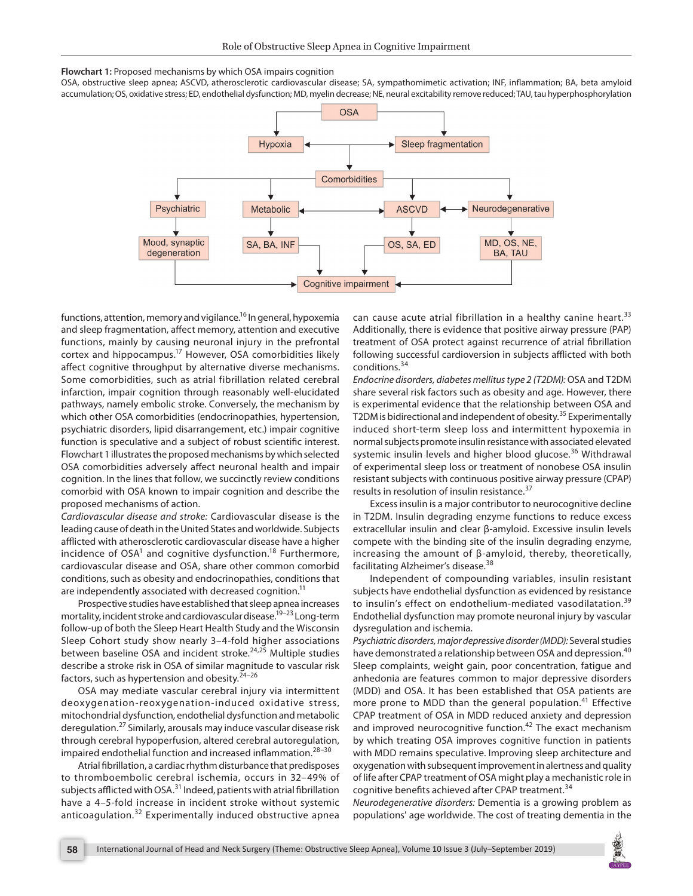**Flowchart 1:** Proposed mechanisms by which OSA impairs cognition

OSA, obstructive sleep apnea; ASCVD, atherosclerotic cardiovascular disease; SA, sympathomimetic activation; INF, inflammation; BA, beta amyloid accumulation; OS, oxidative stress; ED, endothelial dysfunction; MD, myelin decrease; NE, neural excitability remove reduced; TAU, tau hyperphosphorylation

functions, attention, memory and vigilance.[16] In general, hypoxemia and sleep fragmentation, affect memory, attention and executive functions, mainly by causing neuronal injury in the prefrontal cortex and hippocampus.[17] However, OSA comorbidities likely affect cognitive throughput by alternative diverse mechanisms. Some comorbidities, such as atrial fibrillation related cerebral infarction, impair cognition through reasonably well-elucidated pathways, namely embolic stroke. Conversely, the mechanism by which other OSA comorbidities (endocrinopathies, hypertension, psychiatric disorders, lipid disarrangement, etc.) impair cognitive function is speculative and a subject of robust scientific interest. Flowchart 1 illustrates the proposed mechanisms by which selected OSA comorbidities adversely affect neuronal health and impair cognition. In the lines that follow, we succinctly review conditions comorbid with OSA known to impair cognition and describe the proposed mechanisms of action.

*Cardiovascular disease and stroke:* Cardiovascular disease is the leading cause of death in the United States and worldwide. Subjects afflicted with atherosclerotic cardiovascular disease have a higher incidence of OSA[1] and cognitive dysfunction.[18] Furthermore, cardiovascular disease and OSA, share other common comorbid conditions, such as obesity and endocrinopathies, conditions that are independently associated with decreased cognition.[11]

Prospective studies have established that sleep apnea increases mortality, incident stroke and cardiovascular disease.[19–23] Long-term follow-up of both the Sleep Heart Health Study and the Wisconsin Sleep Cohort study show nearly 3–4-fold higher associations between baseline OSA and incident stroke.[24,25] Multiple studies describe a stroke risk in OSA of similar magnitude to vascular risk factors, such as hypertension and obesity.[24–26]

OSA may mediate vascular cerebral injury via intermittent deoxygenation-reoxygenation-induced oxidative stress, mitochondrial dysfunction, endothelial dysfunction and metabolic deregulation.[27] Similarly, arousals may induce vascular disease risk through cerebral hypoperfusion, altered cerebral autoregulation, impaired endothelial function and increased inflammation.[28–30]

Atrial fibrillation, a cardiac rhythm disturbance that predisposes to thromboembolic cerebral ischemia, occurs in 32–49% of subjects afflicted with OSA.[31] Indeed, patients with atrial fibrillation have a 4–5-fold increase in incident stroke without systemic anticoagulation.[32] Experimentally induced obstructive apnea can cause acute atrial fibrillation in a healthy canine heart.[33] Additionally, there is evidence that positive airway pressure (PAP) treatment of OSA protect against recurrence of atrial fibrillation following successful cardioversion in subjects afflicted with both conditions.[34]

*Endocrine disorders, diabetes mellitus type 2 (T2DM):* OSA and T2DM share several risk factors such as obesity and age. However, there is experimental evidence that the relationship between OSA and T2DM is bidirectional and independent of obesity.[35] Experimentally induced short-term sleep loss and intermittent hypoxemia in normal subjects promote insulin resistance with associated elevated systemic insulin levels and higher blood glucose.[36] Withdrawal of experimental sleep loss or treatment of nonobese OSA insulin resistant subjects with continuous positive airway pressure (CPAP) results in resolution of insulin resistance.[37]

Excess insulin is a major contributor to neurocognitive decline in T2DM. Insulin degrading enzyme functions to reduce excess extracellular insulin and clear β-amyloid. Excessive insulin levels compete with the binding site of the insulin degrading enzyme, increasing the amount of β-amyloid, thereby, theoretically, facilitating Alzheimer's disease.[38]

Independent of compounding variables, insulin resistant subjects have endothelial dysfunction as evidenced by resistance to insulin's effect on endothelium-mediated vasodilatation.[39] Endothelial dysfunction may promote neuronal injury by vascular dysregulation and ischemia.

*Psychiatric disorders, major depressive disorder (MDD):* Several studies have demonstrated a relationship between OSA and depression.[40] Sleep complaints, weight gain, poor concentration, fatigue and anhedonia are features common to major depressive disorders (MDD) and OSA. It has been established that OSA patients are more prone to MDD than the general population.[41] Effective CPAP treatment of OSA in MDD reduced anxiety and depression and improved neurocognitive function.[42] The exact mechanism by which treating OSA improves cognitive function in patients with MDD remains speculative. Improving sleep architecture and oxygenation with subsequent improvement in alertness and quality of life after CPAP treatment of OSA might play a mechanistic role in cognitive benefits achieved after CPAP treatment.[34]

*Neurodegenerative disorders:* Dementia is a growing problem as populations' age worldwide. The cost of treating dementia in the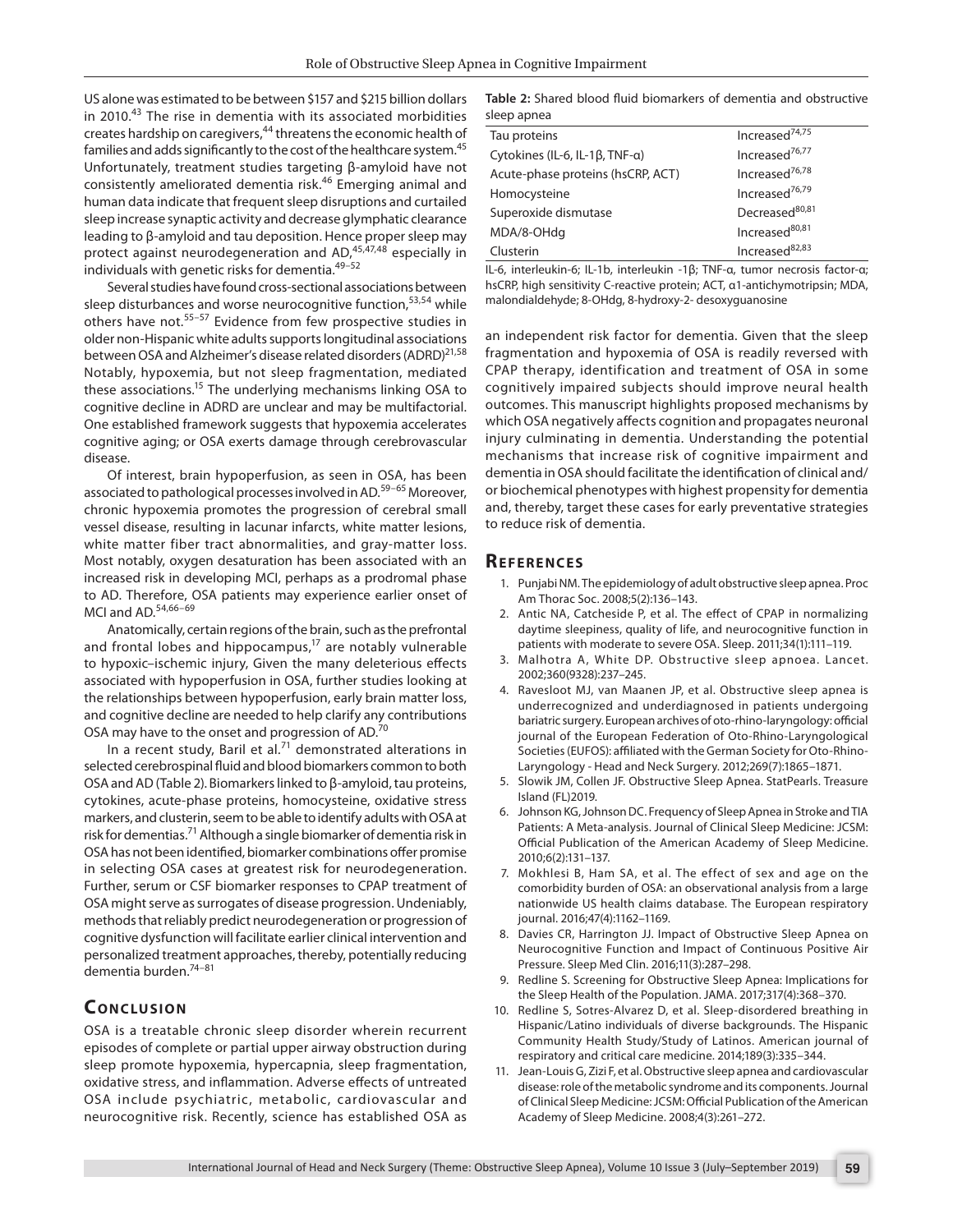US alone was estimated to be between $157 and $215 billion dollars in 2010.[43] The rise in dementia with its associated morbidities creates hardship on caregivers,[44] threatens the economic health of families and adds significantly to the cost of the healthcare system.[45] Unfortunately, treatment studies targeting β-amyloid have not consistently ameliorated dementia risk.[46] Emerging animal and human data indicate that frequent sleep disruptions and curtailed sleep increase synaptic activity and decrease glymphatic clearance leading to β-amyloid and tau deposition. Hence proper sleep may protect against neurodegeneration and AD,[45,47,48] especially in individuals with genetic risks for dementia.[49–52]

Several studies have found cross-sectional associations between sleep disturbances and worse neurocognitive function,[53,54] while others have not.[55–57] Evidence from few prospective studies in older non-Hispanic white adults supports longitudinal associations between OSA and Alzheimer's disease related disorders (ADRD)[21,58] Notably, hypoxemia, but not sleep fragmentation, mediated these associations.[15] The underlying mechanisms linking OSA to cognitive decline in ADRD are unclear and may be multifactorial. One established framework suggests that hypoxemia accelerates cognitive aging; or OSA exerts damage through cerebrovascular disease.

Of interest, brain hypoperfusion, as seen in OSA, has been associated to pathological processes involved in AD.[59–65] Moreover, chronic hypoxemia promotes the progression of cerebral small vessel disease, resulting in lacunar infarcts, white matter lesions, white matter fiber tract abnormalities, and gray-matter loss. Most notably, oxygen desaturation has been associated with an increased risk in developing MCI, perhaps as a prodromal phase to AD. Therefore, OSA patients may experience earlier onset of MCI and AD.[54,66–69]

Anatomically, certain regions of the brain, such as the prefrontal and frontal lobes and hippocampus,[17] are notably vulnerable to hypoxic–ischemic injury, Given the many deleterious effects associated with hypoperfusion in OSA, further studies looking at the relationships between hypoperfusion, early brain matter loss, and cognitive decline are needed to help clarify any contributions OSA may have to the onset and progression of AD.[70]

In a recent study, Baril et al.[71] demonstrated alterations in selected cerebrospinal fluid and blood biomarkers common to both OSA and AD (Table 2). Biomarkers linked to β-amyloid, tau proteins, cytokines, acute-phase proteins, homocysteine, oxidative stress markers, and clusterin, seem to be able to identify adults with OSA at risk for dementias.[71] Although a single biomarker of dementia risk in OSA has not been identified, biomarker combinations offer promise in selecting OSA cases at greatest risk for neurodegeneration. Further, serum or CSF biomarker responses to CPAP treatment of OSA might serve as surrogates of disease progression. Undeniably, methods that reliably predict neurodegeneration or progression of cognitive dysfunction will facilitate earlier clinical intervention and personalized treatment approaches, thereby, potentially reducing dementia burden.[74–81]

**Table 2:** Shared blood fluid biomarkers of dementia and obstructive sleep apnea

| | |
|---|---|
| Tau proteins | Increased[74,75] |
| Cytokines (IL-6, IL-1β, TNF-α) | Increased[76,77] |
| Acute-phase proteins (hsCRP, ACT) | Increased[76,78] |
| Homocysteine | Increased[76,79] |
| Superoxide dismutase | Decreased[80,81] |
| MDA/8-OHdg | Increased[80,81] |
| Clusterin | Increased[82,83] |

IL-6, interleukin-6; IL-1b, interleukin -1β; TNF-α, tumor necrosis factor-α; hsCRP, high sensitivity C-reactive protein; ACT, α1-antichymotripsin; MDA, malondialdehyde; 8-OHdg, 8-hydroxy-2- desoxyguanosine

## Conclusion

OSA is a treatable chronic sleep disorder wherein recurrent episodes of complete or partial upper airway obstruction during sleep promote hypoxemia, hypercapnia, sleep fragmentation, oxidative stress, and inflammation. Adverse effects of untreated OSA include psychiatric, metabolic, cardiovascular and neurocognitive risk. Recently, science has established OSA as an independent risk factor for dementia. Given that the sleep fragmentation and hypoxemia of OSA is readily reversed with CPAP therapy, identification and treatment of OSA in some cognitively impaired subjects should improve neural health outcomes. This manuscript highlights proposed mechanisms by which OSA negatively affects cognition and propagates neuronal injury culminating in dementia. Understanding the potential mechanisms that increase risk of cognitive impairment and dementia in OSA should facilitate the identification of clinical and/or biochemical phenotypes with highest propensity for dementia and, thereby, target these cases for early preventative strategies to reduce risk of dementia.

## References

1. Punjabi NM. The epidemiology of adult obstructive sleep apnea. Proc Am Thorac Soc. 2008;5(2):136–143.
2. Antic NA, Catcheside P, et al. The effect of CPAP in normalizing daytime sleepiness, quality of life, and neurocognitive function in patients with moderate to severe OSA. Sleep. 2011;34(1):111–119.
3. Malhotra A, White DP. Obstructive sleep apnoea. Lancet. 2002;360(9328):237–245.
4. Ravesloot MJ, van Maanen JP, et al. Obstructive sleep apnea is underrecognized and underdiagnosed in patients undergoing bariatric surgery. European archives of oto-rhino-laryngology: official journal of the European Federation of Oto-Rhino-Laryngological Societies (EUFOS): affiliated with the German Society for Oto-Rhino-Laryngology - Head and Neck Surgery. 2012;269(7):1865–1871.
5. Slowik JM, Collen JF. Obstructive Sleep Apnea. StatPearls. Treasure Island (FL)2019.
6. Johnson KG, Johnson DC. Frequency of Sleep Apnea in Stroke and TIA Patients: A Meta-analysis. Journal of Clinical Sleep Medicine: JCSM: Official Publication of the American Academy of Sleep Medicine. 2010;6(2):131–137.
7. Mokhlesi B, Ham SA, et al. The effect of sex and age on the comorbidity burden of OSA: an observational analysis from a large nationwide US health claims database. The European respiratory journal. 2016;47(4):1162–1169.
8. Davies CR, Harrington JJ. Impact of Obstructive Sleep Apnea on Neurocognitive Function and Impact of Continuous Positive Air Pressure. Sleep Med Clin. 2016;11(3):287–298.
9. Redline S. Screening for Obstructive Sleep Apnea: Implications for the Sleep Health of the Population. JAMA. 2017;317(4):368–370.
10. Redline S, Sotres-Alvarez D, et al. Sleep-disordered breathing in Hispanic/Latino individuals of diverse backgrounds. The Hispanic Community Health Study/Study of Latinos. American journal of respiratory and critical care medicine. 2014;189(3):335–344.
11. Jean-Louis G, Zizi F, et al. Obstructive sleep apnea and cardiovascular disease: role of the metabolic syndrome and its components. Journal of Clinical Sleep Medicine: JCSM: Official Publication of the American Academy of Sleep Medicine. 2008;4(3):261–272.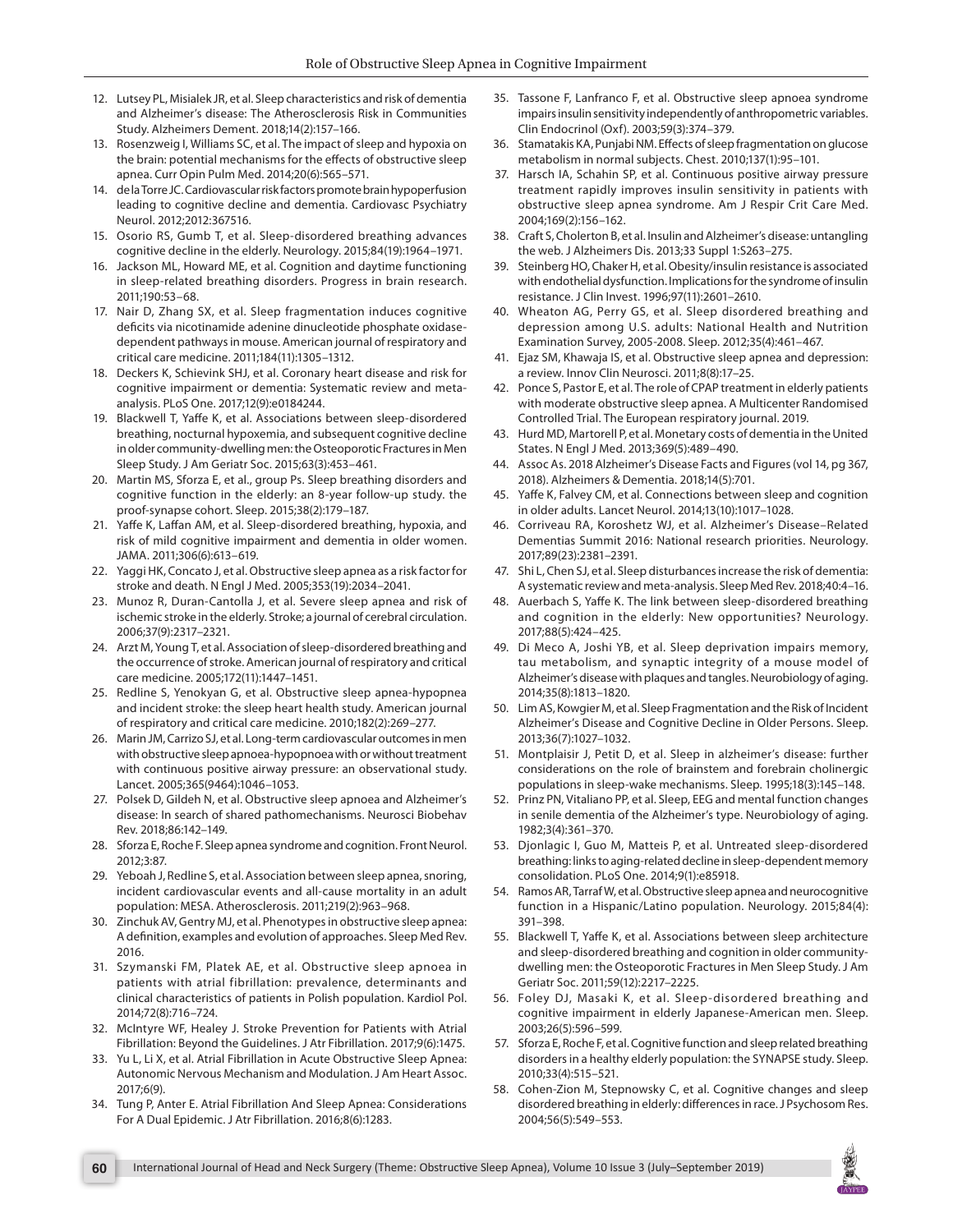12. Lutsey PL, Misialek JR, et al. Sleep characteristics and risk of dementia and Alzheimer's disease: The Atherosclerosis Risk in Communities Study. Alzheimers Dement. 2018;14(2):157–166.
13. Rosenzweig I, Williams SC, et al. The impact of sleep and hypoxia on the brain: potential mechanisms for the effects of obstructive sleep apnea. Curr Opin Pulm Med. 2014;20(6):565–571.
14. de la Torre JC. Cardiovascular risk factors promote brain hypoperfusion leading to cognitive decline and dementia. Cardiovasc Psychiatry Neurol. 2012;2012:367516.
15. Osorio RS, Gumb T, et al. Sleep-disordered breathing advances cognitive decline in the elderly. Neurology. 2015;84(19):1964–1971.
16. Jackson ML, Howard ME, et al. Cognition and daytime functioning in sleep-related breathing disorders. Progress in brain research. 2011;190:53–68.
17. Nair D, Zhang SX, et al. Sleep fragmentation induces cognitive deficits via nicotinamide adenine dinucleotide phosphate oxidase-dependent pathways in mouse. American journal of respiratory and critical care medicine. 2011;184(11):1305–1312.
18. Deckers K, Schievink SHJ, et al. Coronary heart disease and risk for cognitive impairment or dementia: Systematic review and meta-analysis. PLoS One. 2017;12(9):e0184244.
19. Blackwell T, Yaffe K, et al. Associations between sleep-disordered breathing, nocturnal hypoxemia, and subsequent cognitive decline in older community-dwelling men: the Osteoporotic Fractures in Men Sleep Study. J Am Geriatr Soc. 2015;63(3):453–461.
20. Martin MS, Sforza E, et al., group Ps. Sleep breathing disorders and cognitive function in the elderly: an 8-year follow-up study. the proof-synapse cohort. Sleep. 2015;38(2):179–187.
21. Yaffe K, Laffan AM, et al. Sleep-disordered breathing, hypoxia, and risk of mild cognitive impairment and dementia in older women. JAMA. 2011;306(6):613–619.
22. Yaggi HK, Concato J, et al. Obstructive sleep apnea as a risk factor for stroke and death. N Engl J Med. 2005;353(19):2034–2041.
23. Munoz R, Duran-Cantolla J, et al. Severe sleep apnea and risk of ischemic stroke in the elderly. Stroke; a journal of cerebral circulation. 2006;37(9):2317–2321.
24. Arzt M, Young T, et al. Association of sleep-disordered breathing and the occurrence of stroke. American journal of respiratory and critical care medicine. 2005;172(11):1447–1451.
25. Redline S, Yenokyan G, et al. Obstructive sleep apnea-hypopnea and incident stroke: the sleep heart health study. American journal of respiratory and critical care medicine. 2010;182(2):269–277.
26. Marin JM, Carrizo SJ, et al. Long-term cardiovascular outcomes in men with obstructive sleep apnoea-hypopnoea with or without treatment with continuous positive airway pressure: an observational study. Lancet. 2005;365(9464):1046–1053.
27. Polsek D, Gildeh N, et al. Obstructive sleep apnoea and Alzheimer's disease: In search of shared pathomechanisms. Neurosci Biobehav Rev. 2018;86:142–149.
28. Sforza E, Roche F. Sleep apnea syndrome and cognition. Front Neurol. 2012;3:87.
29. Yeboah J, Redline S, et al. Association between sleep apnea, snoring, incident cardiovascular events and all-cause mortality in an adult population: MESA. Atherosclerosis. 2011;219(2):963–968.
30. Zinchuk AV, Gentry MJ, et al. Phenotypes in obstructive sleep apnea: A definition, examples and evolution of approaches. Sleep Med Rev. 2016.
31. Szymanski FM, Platek AE, et al. Obstructive sleep apnoea in patients with atrial fibrillation: prevalence, determinants and clinical characteristics of patients in Polish population. Kardiol Pol. 2014;72(8):716–724.
32. McIntyre WF, Healey J. Stroke Prevention for Patients with Atrial Fibrillation: Beyond the Guidelines. J Atr Fibrillation. 2017;9(6):1475.
33. Yu L, Li X, et al. Atrial Fibrillation in Acute Obstructive Sleep Apnea: Autonomic Nervous Mechanism and Modulation. J Am Heart Assoc. 2017;6(9).
34. Tung P, Anter E. Atrial Fibrillation And Sleep Apnea: Considerations For A Dual Epidemic. J Atr Fibrillation. 2016;8(6):1283.
35. Tassone F, Lanfranco F, et al. Obstructive sleep apnoea syndrome impairs insulin sensitivity independently of anthropometric variables. Clin Endocrinol (Oxf). 2003;59(3):374–379.
36. Stamatakis KA, Punjabi NM. Effects of sleep fragmentation on glucose metabolism in normal subjects. Chest. 2010;137(1):95–101.
37. Harsch IA, Schahin SP, et al. Continuous positive airway pressure treatment rapidly improves insulin sensitivity in patients with obstructive sleep apnea syndrome. Am J Respir Crit Care Med. 2004;169(2):156–162.
38. Craft S, Cholerton B, et al. Insulin and Alzheimer's disease: untangling the web. J Alzheimers Dis. 2013;33 Suppl 1:S263–275.
39. Steinberg HO, Chaker H, et al. Obesity/insulin resistance is associated with endothelial dysfunction. Implications for the syndrome of insulin resistance. J Clin Invest. 1996;97(11):2601–2610.
40. Wheaton AG, Perry GS, et al. Sleep disordered breathing and depression among U.S. adults: National Health and Nutrition Examination Survey, 2005-2008. Sleep. 2012;35(4):461–467.
41. Ejaz SM, Khawaja IS, et al. Obstructive sleep apnea and depression: a review. Innov Clin Neurosci. 2011;8(8):17–25.
42. Ponce S, Pastor E, et al. The role of CPAP treatment in elderly patients with moderate obstructive sleep apnea. A Multicenter Randomised Controlled Trial. The European respiratory journal. 2019.
43. Hurd MD, Martorell P, et al. Monetary costs of dementia in the United States. N Engl J Med. 2013;369(5):489–490.
44. Assoc As. 2018 Alzheimer's Disease Facts and Figures (vol 14, pg 367, 2018). Alzheimers & Dementia. 2018;14(5):701.
45. Yaffe K, Falvey CM, et al. Connections between sleep and cognition in older adults. Lancet Neurol. 2014;13(10):1017–1028.
46. Corriveau RA, Koroshetz WJ, et al. Alzheimer's Disease–Related Dementias Summit 2016: National research priorities. Neurology. 2017;89(23):2381–2391.
47. Shi L, Chen SJ, et al. Sleep disturbances increase the risk of dementia: A systematic review and meta-analysis. Sleep Med Rev. 2018;40:4–16.
48. Auerbach S, Yaffe K. The link between sleep-disordered breathing and cognition in the elderly: New opportunities? Neurology. 2017;88(5):424–425.
49. Di Meco A, Joshi YB, et al. Sleep deprivation impairs memory, tau metabolism, and synaptic integrity of a mouse model of Alzheimer's disease with plaques and tangles. Neurobiology of aging. 2014;35(8):1813–1820.
50. Lim AS, Kowgier M, et al. Sleep Fragmentation and the Risk of Incident Alzheimer's Disease and Cognitive Decline in Older Persons. Sleep. 2013;36(7):1027–1032.
51. Montplaisir J, Petit D, et al. Sleep in alzheimer's disease: further considerations on the role of brainstem and forebrain cholinergic populations in sleep-wake mechanisms. Sleep. 1995;18(3):145–148.
52. Prinz PN, Vitaliano PP, et al. Sleep, EEG and mental function changes in senile dementia of the Alzheimer's type. Neurobiology of aging. 1982;3(4):361–370.
53. Djonlagic I, Guo M, Matteis P, et al. Untreated sleep-disordered breathing: links to aging-related decline in sleep-dependent memory consolidation. PLoS One. 2014;9(1):e85918.
54. Ramos AR, Tarraf W, et al. Obstructive sleep apnea and neurocognitive function in a Hispanic/Latino population. Neurology. 2015;84(4): 391–398.
55. Blackwell T, Yaffe K, et al. Associations between sleep architecture and sleep-disordered breathing and cognition in older community-dwelling men: the Osteoporotic Fractures in Men Sleep Study. J Am Geriatr Soc. 2011;59(12):2217–2225.
56. Foley DJ, Masaki K, et al. Sleep-disordered breathing and cognitive impairment in elderly Japanese-American men. Sleep. 2003;26(5):596–599.
57. Sforza E, Roche F, et al. Cognitive function and sleep related breathing disorders in a healthy elderly population: the SYNAPSE study. Sleep. 2010;33(4):515–521.
58. Cohen-Zion M, Stepnowsky C, et al. Cognitive changes and sleep disordered breathing in elderly: differences in race. J Psychosom Res. 2004;56(5):549–553.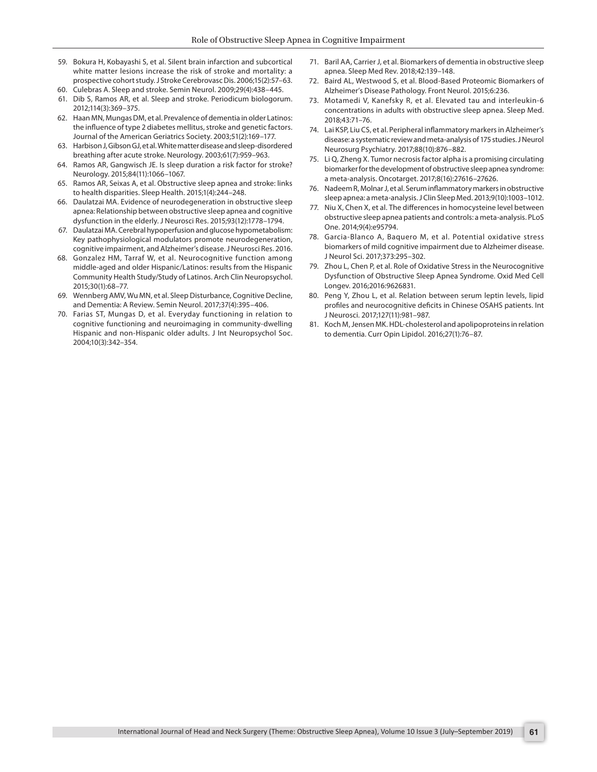59. Bokura H, Kobayashi S, et al. Silent brain infarction and subcortical white matter lesions increase the risk of stroke and mortality: a prospective cohort study. J Stroke Cerebrovasc Dis. 2006;15(2):57–63.
60. Culebras A. Sleep and stroke. Semin Neurol. 2009;29(4):438–445.
61. Dib S, Ramos AR, et al. Sleep and stroke. Periodicum biologorum. 2012;114(3):369–375.
62. Haan MN, Mungas DM, et al. Prevalence of dementia in older Latinos: the influence of type 2 diabetes mellitus, stroke and genetic factors. Journal of the American Geriatrics Society. 2003;51(2):169–177.
63. Harbison J, Gibson GJ, et al. White matter disease and sleep-disordered breathing after acute stroke. Neurology. 2003;61(7):959–963.
64. Ramos AR, Gangwisch JE. Is sleep duration a risk factor for stroke? Neurology. 2015;84(11):1066–1067.
65. Ramos AR, Seixas A, et al. Obstructive sleep apnea and stroke: links to health disparities. Sleep Health. 2015;1(4):244–248.
66. Daulatzai MA. Evidence of neurodegeneration in obstructive sleep apnea: Relationship between obstructive sleep apnea and cognitive dysfunction in the elderly. J Neurosci Res. 2015;93(12):1778–1794.
67. Daulatzai MA. Cerebral hypoperfusion and glucose hypometabolism: Key pathophysiological modulators promote neurodegeneration, cognitive impairment, and Alzheimer's disease. J Neurosci Res. 2016.
68. Gonzalez HM, Tarraf W, et al. Neurocognitive function among middle-aged and older Hispanic/Latinos: results from the Hispanic Community Health Study/Study of Latinos. Arch Clin Neuropsychol. 2015;30(1):68–77.
69. Wennberg AMV, Wu MN, et al. Sleep Disturbance, Cognitive Decline, and Dementia: A Review. Semin Neurol. 2017;37(4):395–406.
70. Farias ST, Mungas D, et al. Everyday functioning in relation to cognitive functioning and neuroimaging in community-dwelling Hispanic and non-Hispanic older adults. J Int Neuropsychol Soc. 2004;10(3):342–354.
71. Baril AA, Carrier J, et al. Biomarkers of dementia in obstructive sleep apnea. Sleep Med Rev. 2018;42:139–148.
72. Baird AL, Westwood S, et al. Blood-Based Proteomic Biomarkers of Alzheimer's Disease Pathology. Front Neurol. 2015;6:236.
73. Motamedi V, Kanefsky R, et al. Elevated tau and interleukin-6 concentrations in adults with obstructive sleep apnea. Sleep Med. 2018;43:71–76.
74. Lai KSP, Liu CS, et al. Peripheral inflammatory markers in Alzheimer's disease: a systematic review and meta-analysis of 175 studies. J Neurol Neurosurg Psychiatry. 2017;88(10):876–882.
75. Li Q, Zheng X. Tumor necrosis factor alpha is a promising circulating biomarker for the development of obstructive sleep apnea syndrome: a meta-analysis. Oncotarget. 2017;8(16):27616–27626.
76. Nadeem R, Molnar J, et al. Serum inflammatory markers in obstructive sleep apnea: a meta-analysis. J Clin Sleep Med. 2013;9(10):1003–1012.
77. Niu X, Chen X, et al. The differences in homocysteine level between obstructive sleep apnea patients and controls: a meta-analysis. PLoS One. 2014;9(4):e95794.
78. Garcia-Blanco A, Baquero M, et al. Potential oxidative stress biomarkers of mild cognitive impairment due to Alzheimer disease. J Neurol Sci. 2017;373:295–302.
79. Zhou L, Chen P, et al. Role of Oxidative Stress in the Neurocognitive Dysfunction of Obstructive Sleep Apnea Syndrome. Oxid Med Cell Longev. 2016;2016:9626831.
80. Peng Y, Zhou L, et al. Relation between serum leptin levels, lipid profiles and neurocognitive deficits in Chinese OSAHS patients. Int J Neurosci. 2017;127(11):981–987.
81. Koch M, Jensen MK. HDL-cholesterol and apolipoproteins in relation to dementia. Curr Opin Lipidol. 2016;27(1):76–87.